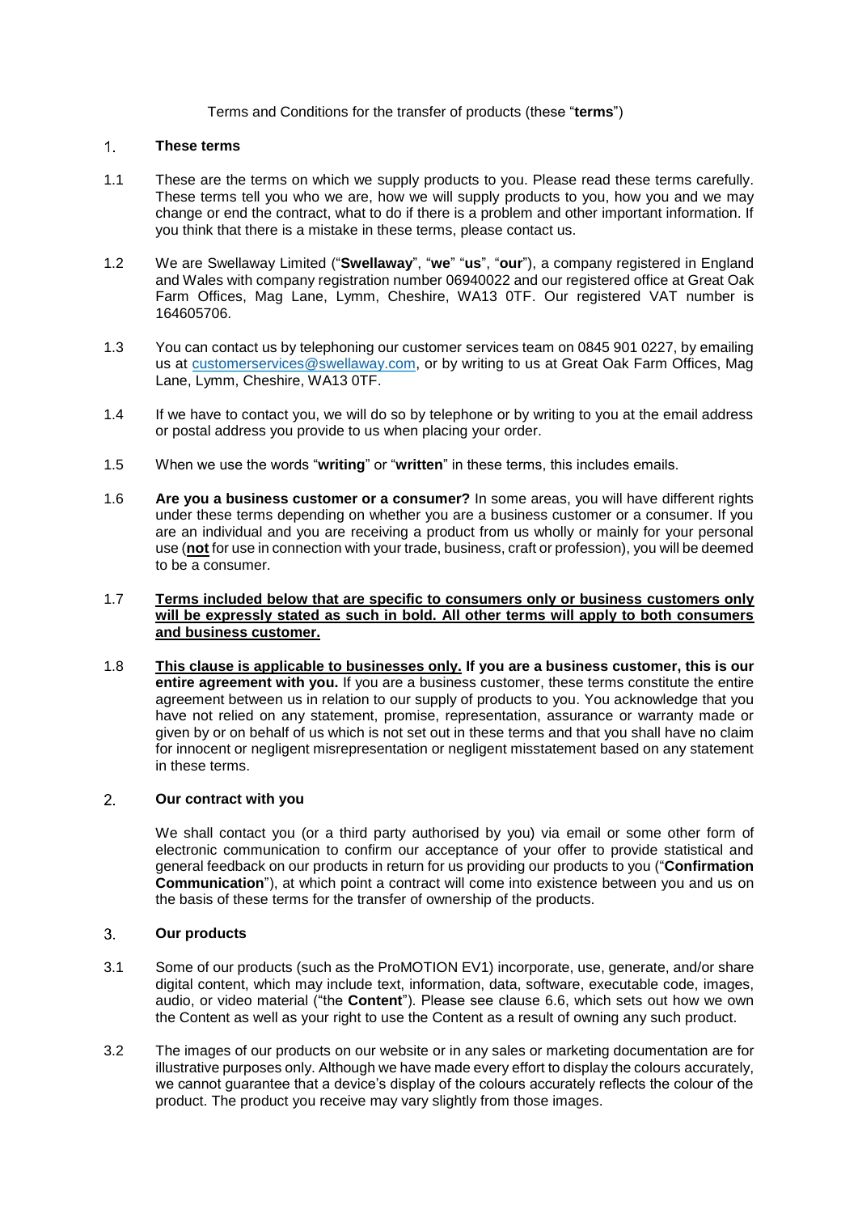Terms and Conditions for the transfer of products (these "**terms**")

## 1. These terms

1.1 These are the terms on which we supply products to you. Please read these terms carefully. These terms tell you who we are, how we will supply products to you, how you and we may change or end the contract, what to do if there is a problem and other important information. If you think that there is a mistake in these terms, please contact us.

1.2 We are Swellaway Limited ("**Swellaway**", "**we**" "**us**", "**our**"), a company registered in England and Wales with company registration number 06940022 and our registered office at Great Oak Farm Offices, Mag Lane, Lymm, Cheshire, WA13 0TF. Our registered VAT number is 164605706.

1.3 You can contact us by telephoning our customer services team on 0845 901 0227, by emailing us at customerservices@swellaway.com, or by writing to us at Great Oak Farm Offices, Mag Lane, Lymm, Cheshire, WA13 0TF.

1.4 If we have to contact you, we will do so by telephone or by writing to you at the email address or postal address you provide to us when placing your order.

1.5 When we use the words "**writing**" or "**written**" in these terms, this includes emails.

1.6 **Are you a business customer or a consumer?** In some areas, you will have different rights under these terms depending on whether you are a business customer or a consumer. If you are an individual and you are receiving a product from us wholly or mainly for your personal use (**not** for use in connection with your trade, business, craft or profession), you will be deemed to be a consumer.

1.7 **Terms included below that are specific to consumers only or business customers only will be expressly stated as such in bold. All other terms will apply to both consumers and business customer.**

1.8 **This clause is applicable to businesses only. If you are a business customer, this is our entire agreement with you.** If you are a business customer, these terms constitute the entire agreement between us in relation to our supply of products to you. You acknowledge that you have not relied on any statement, promise, representation, assurance or warranty made or given by or on behalf of us which is not set out in these terms and that you shall have no claim for innocent or negligent misrepresentation or negligent misstatement based on any statement in these terms.

## 2. Our contract with you

We shall contact you (or a third party authorised by you) via email or some other form of electronic communication to confirm our acceptance of your offer to provide statistical and general feedback on our products in return for us providing our products to you ("**Confirmation Communication**"), at which point a contract will come into existence between you and us on the basis of these terms for the transfer of ownership of the products.

## 3. Our products

3.1 Some of our products (such as the ProMOTION EV1) incorporate, use, generate, and/or share digital content, which may include text, information, data, software, executable code, images, audio, or video material ("the **Content**"). Please see clause 6.6, which sets out how we own the Content as well as your right to use the Content as a result of owning any such product.

3.2 The images of our products on our website or in any sales or marketing documentation are for illustrative purposes only. Although we have made every effort to display the colours accurately, we cannot guarantee that a device's display of the colours accurately reflects the colour of the product. The product you receive may vary slightly from those images.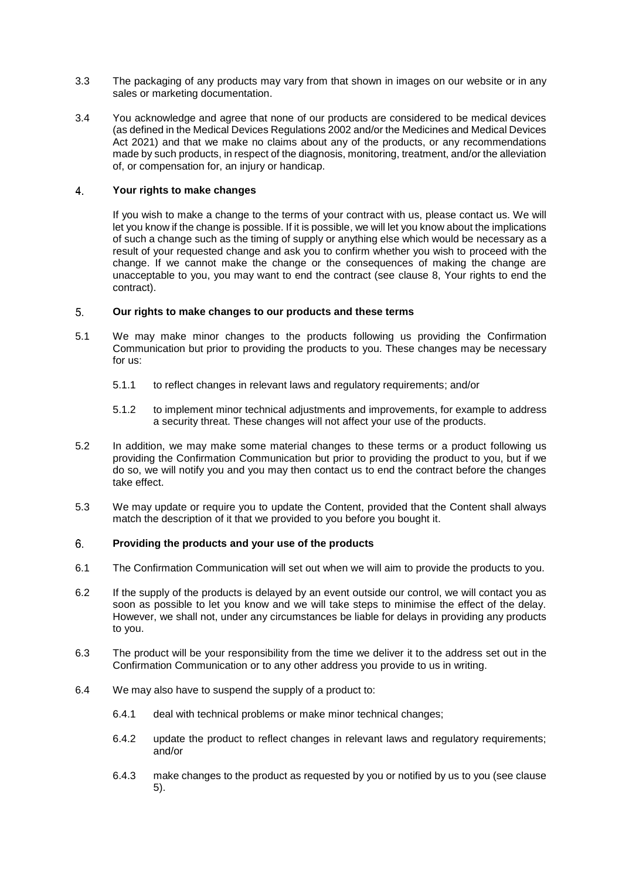3.3 The packaging of any products may vary from that shown in images on our website or in any sales or marketing documentation.

3.4 You acknowledge and agree that none of our products are considered to be medical devices (as defined in the Medical Devices Regulations 2002 and/or the Medicines and Medical Devices Act 2021) and that we make no claims about any of the products, or any recommendations made by such products, in respect of the diagnosis, monitoring, treatment, and/or the alleviation of, or compensation for, an injury or handicap.

## 4. Your rights to make changes

If you wish to make a change to the terms of your contract with us, please contact us. We will let you know if the change is possible. If it is possible, we will let you know about the implications of such a change such as the timing of supply or anything else which would be necessary as a result of your requested change and ask you to confirm whether you wish to proceed with the change. If we cannot make the change or the consequences of making the change are unacceptable to you, you may want to end the contract (see clause 8, Your rights to end the contract).

## 5. Our rights to make changes to our products and these terms

5.1 We may make minor changes to the products following us providing the Confirmation Communication but prior to providing the products to you. These changes may be necessary for us:

5.1.1 to reflect changes in relevant laws and regulatory requirements; and/or

5.1.2 to implement minor technical adjustments and improvements, for example to address a security threat. These changes will not affect your use of the products.

5.2 In addition, we may make some material changes to these terms or a product following us providing the Confirmation Communication but prior to providing the product to you, but if we do so, we will notify you and you may then contact us to end the contract before the changes take effect.

5.3 We may update or require you to update the Content, provided that the Content shall always match the description of it that we provided to you before you bought it.

## 6. Providing the products and your use of the products

6.1 The Confirmation Communication will set out when we will aim to provide the products to you.

6.2 If the supply of the products is delayed by an event outside our control, we will contact you as soon as possible to let you know and we will take steps to minimise the effect of the delay. However, we shall not, under any circumstances be liable for delays in providing any products to you.

6.3 The product will be your responsibility from the time we deliver it to the address set out in the Confirmation Communication or to any other address you provide to us in writing.

6.4 We may also have to suspend the supply of a product to:

6.4.1 deal with technical problems or make minor technical changes;

6.4.2 update the product to reflect changes in relevant laws and regulatory requirements; and/or

6.4.3 make changes to the product as requested by you or notified by us to you (see clause 5).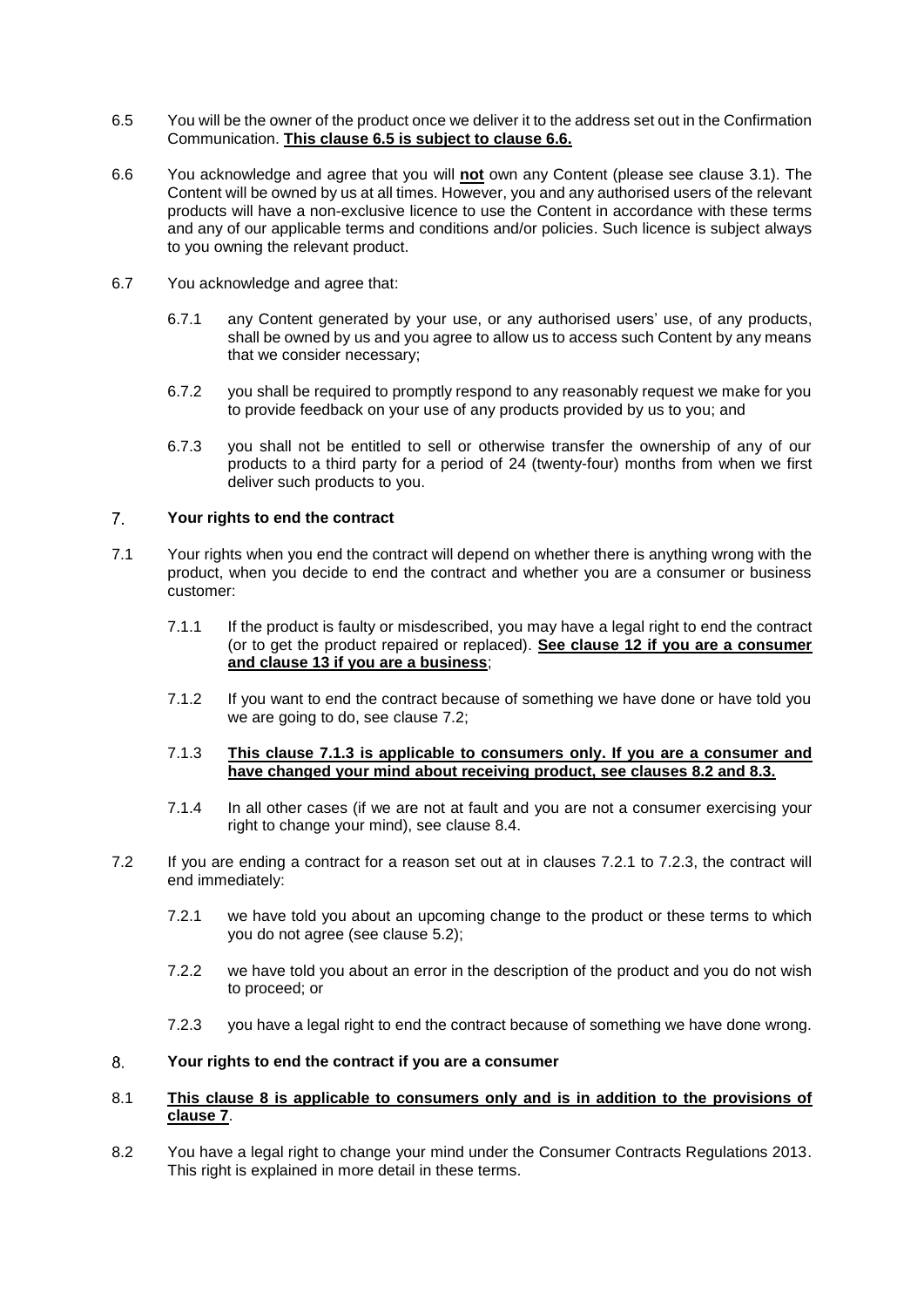6.5 You will be the owner of the product once we deliver it to the address set out in the Confirmation Communication. **<u>This clause 6.5 is subject to clause 6.6.</u>**

6.6 You acknowledge and agree that you will **<u>not</u>** own any Content (please see clause 3.1). The Content will be owned by us at all times. However, you and any authorised users of the relevant products will have a non-exclusive licence to use the Content in accordance with these terms and any of our applicable terms and conditions and/or policies. Such licence is subject always to you owning the relevant product.

6.7 You acknowledge and agree that:

6.7.1 any Content generated by your use, or any authorised users' use, of any products, shall be owned by us and you agree to allow us to access such Content by any means that we consider necessary;

6.7.2 you shall be required to promptly respond to any reasonably request we make for you to provide feedback on your use of any products provided by us to you; and

6.7.3 you shall not be entitled to sell or otherwise transfer the ownership of any of our products to a third party for a period of 24 (twenty-four) months from when we first deliver such products to you.

## 7. Your rights to end the contract

7.1 Your rights when you end the contract will depend on whether there is anything wrong with the product, when you decide to end the contract and whether you are a consumer or business customer:

7.1.1 If the product is faulty or misdescribed, you may have a legal right to end the contract (or to get the product repaired or replaced). **<u>See clause 12 if you are a consumer and clause 13 if you are a business</u>**;

7.1.2 If you want to end the contract because of something we have done or have told you we are going to do, see clause 7.2;

7.1.3 **<u>This clause 7.1.3 is applicable to consumers only. If you are a consumer and have changed your mind about receiving product, see clauses 8.2 and 8.3.</u>**

7.1.4 In all other cases (if we are not at fault and you are not a consumer exercising your right to change your mind), see clause 8.4.

7.2 If you are ending a contract for a reason set out at in clauses 7.2.1 to 7.2.3, the contract will end immediately:

7.2.1 we have told you about an upcoming change to the product or these terms to which you do not agree (see clause 5.2);

7.2.2 we have told you about an error in the description of the product and you do not wish to proceed; or

7.2.3 you have a legal right to end the contract because of something we have done wrong.

## 8. Your rights to end the contract if you are a consumer

8.1 **<u>This clause 8 is applicable to consumers only and is in addition to the provisions of clause 7</u>**.

8.2 You have a legal right to change your mind under the Consumer Contracts Regulations 2013. This right is explained in more detail in these terms.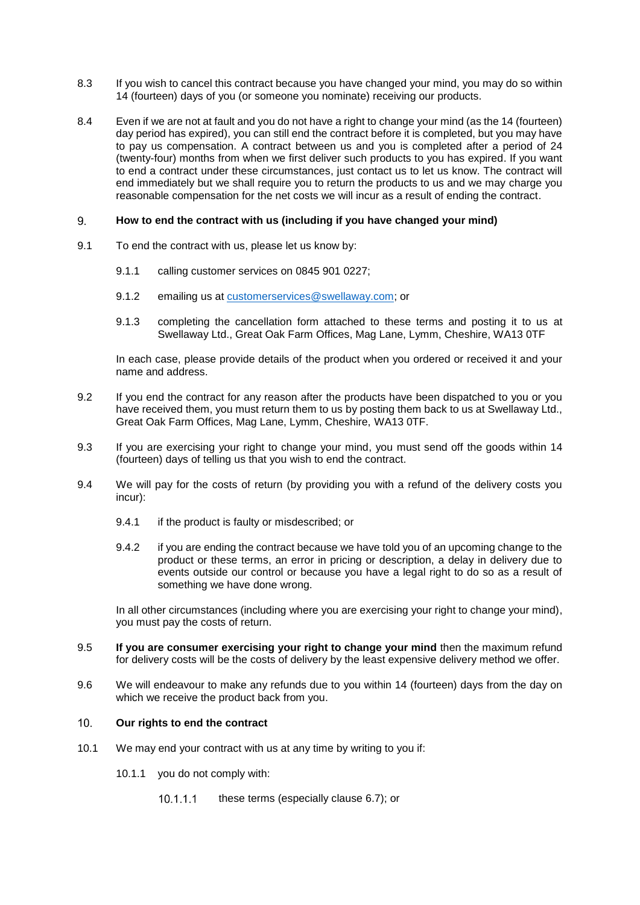8.3 If you wish to cancel this contract because you have changed your mind, you may do so within 14 (fourteen) days of you (or someone you nominate) receiving our products.

8.4 Even if we are not at fault and you do not have a right to change your mind (as the 14 (fourteen) day period has expired), you can still end the contract before it is completed, but you may have to pay us compensation. A contract between us and you is completed after a period of 24 (twenty-four) months from when we first deliver such products to you has expired. If you want to end a contract under these circumstances, just contact us to let us know. The contract will end immediately but we shall require you to return the products to us and we may charge you reasonable compensation for the net costs we will incur as a result of ending the contract.

## 9. How to end the contract with us (including if you have changed your mind)

9.1 To end the contract with us, please let us know by:

- 9.1.1 calling customer services on 0845 901 0227;
- 9.1.2 emailing us at customerservices@swellaway.com; or
- 9.1.3 completing the cancellation form attached to these terms and posting it to us at Swellaway Ltd., Great Oak Farm Offices, Mag Lane, Lymm, Cheshire, WA13 0TF

In each case, please provide details of the product when you ordered or received it and your name and address.

9.2 If you end the contract for any reason after the products have been dispatched to you or you have received them, you must return them to us by posting them back to us at Swellaway Ltd., Great Oak Farm Offices, Mag Lane, Lymm, Cheshire, WA13 0TF.

9.3 If you are exercising your right to change your mind, you must send off the goods within 14 (fourteen) days of telling us that you wish to end the contract.

9.4 We will pay for the costs of return (by providing you with a refund of the delivery costs you incur):

- 9.4.1 if the product is faulty or misdescribed; or
- 9.4.2 if you are ending the contract because we have told you of an upcoming change to the product or these terms, an error in pricing or description, a delay in delivery due to events outside our control or because you have a legal right to do so as a result of something we have done wrong.

In all other circumstances (including where you are exercising your right to change your mind), you must pay the costs of return.

9.5 **If you are consumer exercising your right to change your mind** then the maximum refund for delivery costs will be the costs of delivery by the least expensive delivery method we offer.

9.6 We will endeavour to make any refunds due to you within 14 (fourteen) days from the day on which we receive the product back from you.

## 10. Our rights to end the contract

10.1 We may end your contract with us at any time by writing to you if:

- 10.1.1 you do not comply with:
  - 10.1.1.1 these terms (especially clause 6.7); or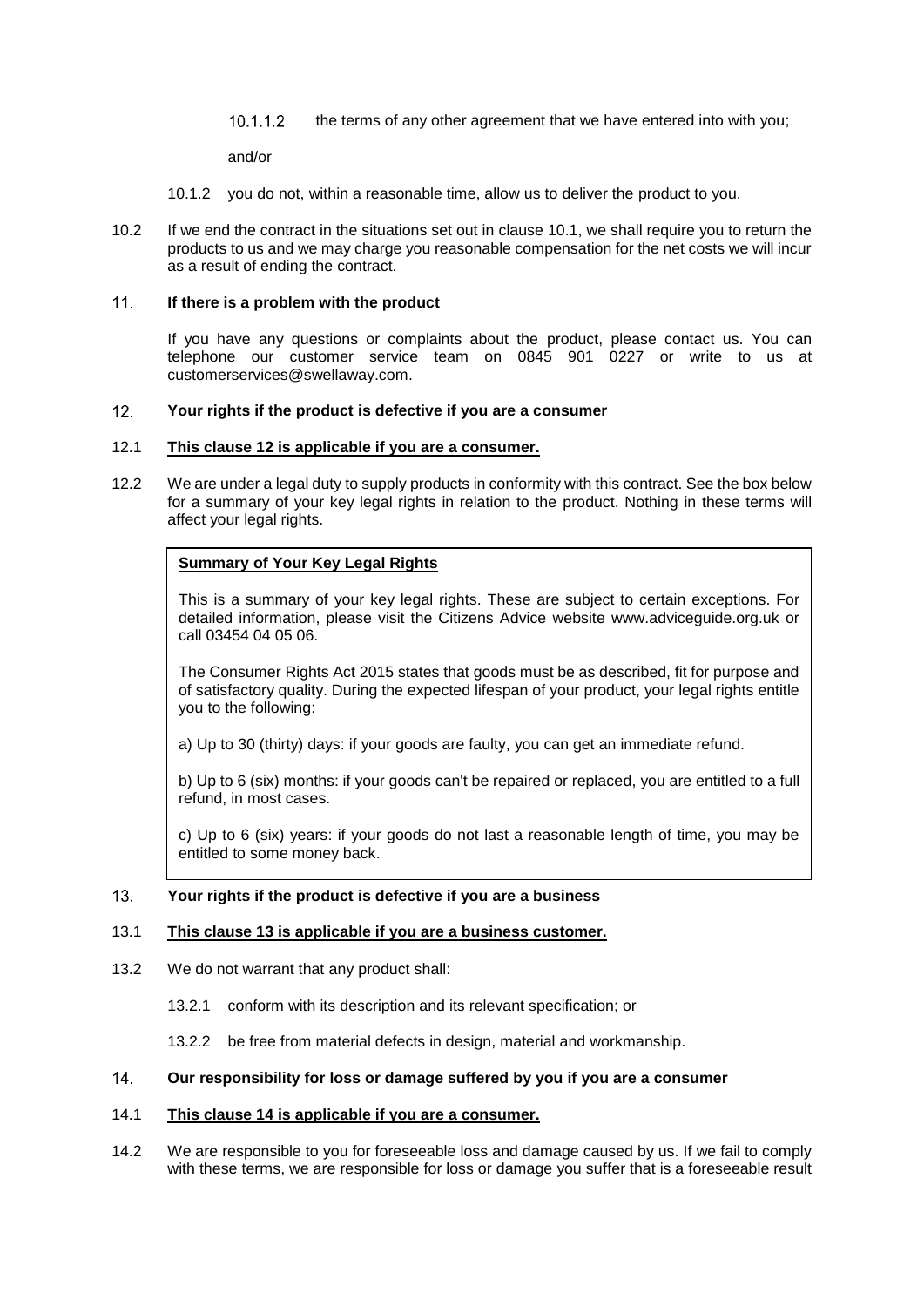10.1.1.2 the terms of any other agreement that we have entered into with you;

and/or

10.1.2 you do not, within a reasonable time, allow us to deliver the product to you.

10.2 If we end the contract in the situations set out in clause 10.1, we shall require you to return the products to us and we may charge you reasonable compensation for the net costs we will incur as a result of ending the contract.

## 11. If there is a problem with the product

If you have any questions or complaints about the product, please contact us. You can telephone our customer service team on 0845 901 0227 or write to us at customerservices@swellaway.com.

## 12. Your rights if the product is defective if you are a consumer

12.1 **<u>This clause 12 is applicable if you are a consumer.</u>**

12.2 We are under a legal duty to supply products in conformity with this contract. See the box below for a summary of your key legal rights in relation to the product. Nothing in these terms will affect your legal rights.

> **<u>Summary of Your Key Legal Rights</u>**
>
> This is a summary of your key legal rights. These are subject to certain exceptions. For detailed information, please visit the Citizens Advice website www.adviceguide.org.uk or call 03454 04 05 06.
>
> The Consumer Rights Act 2015 states that goods must be as described, fit for purpose and of satisfactory quality. During the expected lifespan of your product, your legal rights entitle you to the following:
>
> a) Up to 30 (thirty) days: if your goods are faulty, you can get an immediate refund.
>
> b) Up to 6 (six) months: if your goods can't be repaired or replaced, you are entitled to a full refund, in most cases.
>
> c) Up to 6 (six) years: if your goods do not last a reasonable length of time, you may be entitled to some money back.

## 13. Your rights if the product is defective if you are a business

13.1 **<u>This clause 13 is applicable if you are a business customer.</u>**

13.2 We do not warrant that any product shall:

13.2.1 conform with its description and its relevant specification; or

13.2.2 be free from material defects in design, material and workmanship.

## 14. Our responsibility for loss or damage suffered by you if you are a consumer

14.1 **<u>This clause 14 is applicable if you are a consumer.</u>**

14.2 We are responsible to you for foreseeable loss and damage caused by us. If we fail to comply with these terms, we are responsible for loss or damage you suffer that is a foreseeable result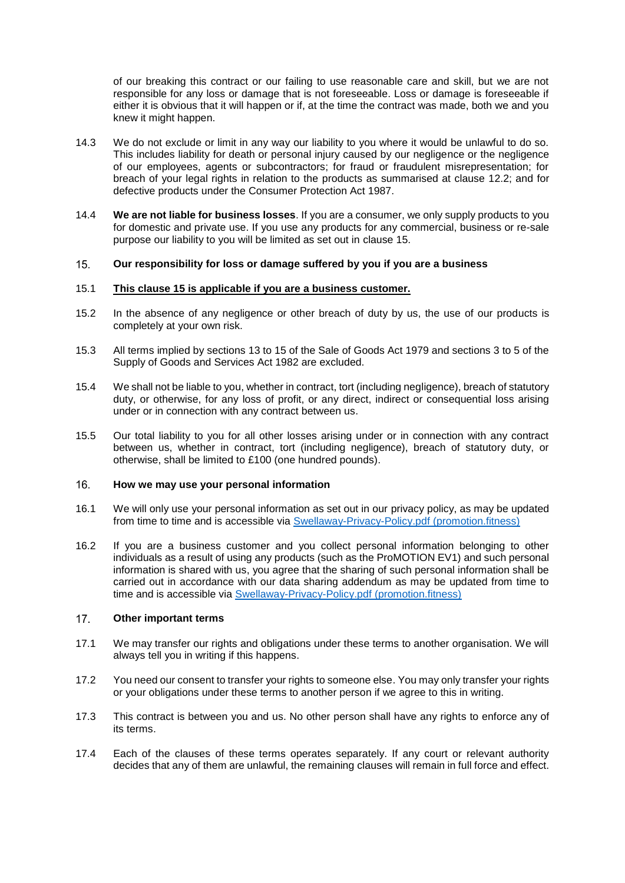of our breaking this contract or our failing to use reasonable care and skill, but we are not responsible for any loss or damage that is not foreseeable. Loss or damage is foreseeable if either it is obvious that it will happen or if, at the time the contract was made, both we and you knew it might happen.

14.3 We do not exclude or limit in any way our liability to you where it would be unlawful to do so. This includes liability for death or personal injury caused by our negligence or the negligence of our employees, agents or subcontractors; for fraud or fraudulent misrepresentation; for breach of your legal rights in relation to the products as summarised at clause 12.2; and for defective products under the Consumer Protection Act 1987.

14.4 **We are not liable for business losses**. If you are a consumer, we only supply products to you for domestic and private use. If you use any products for any commercial, business or re-sale purpose our liability to you will be limited as set out in clause 15.

## 15. Our responsibility for loss or damage suffered by you if you are a business

15.1 **This clause 15 is applicable if you are a business customer.**

15.2 In the absence of any negligence or other breach of duty by us, the use of our products is completely at your own risk.

15.3 All terms implied by sections 13 to 15 of the Sale of Goods Act 1979 and sections 3 to 5 of the Supply of Goods and Services Act 1982 are excluded.

15.4 We shall not be liable to you, whether in contract, tort (including negligence), breach of statutory duty, or otherwise, for any loss of profit, or any direct, indirect or consequential loss arising under or in connection with any contract between us.

15.5 Our total liability to you for all other losses arising under or in connection with any contract between us, whether in contract, tort (including negligence), breach of statutory duty, or otherwise, shall be limited to £100 (one hundred pounds).

## 16. How we may use your personal information

16.1 We will only use your personal information as set out in our privacy policy, as may be updated from time to time and is accessible via Swellaway-Privacy-Policy.pdf (promotion.fitness)

16.2 If you are a business customer and you collect personal information belonging to other individuals as a result of using any products (such as the ProMOTION EV1) and such personal information is shared with us, you agree that the sharing of such personal information shall be carried out in accordance with our data sharing addendum as may be updated from time to time and is accessible via Swellaway-Privacy-Policy.pdf (promotion.fitness)

## 17. Other important terms

17.1 We may transfer our rights and obligations under these terms to another organisation. We will always tell you in writing if this happens.

17.2 You need our consent to transfer your rights to someone else. You may only transfer your rights or your obligations under these terms to another person if we agree to this in writing.

17.3 This contract is between you and us. No other person shall have any rights to enforce any of its terms.

17.4 Each of the clauses of these terms operates separately. If any court or relevant authority decides that any of them are unlawful, the remaining clauses will remain in full force and effect.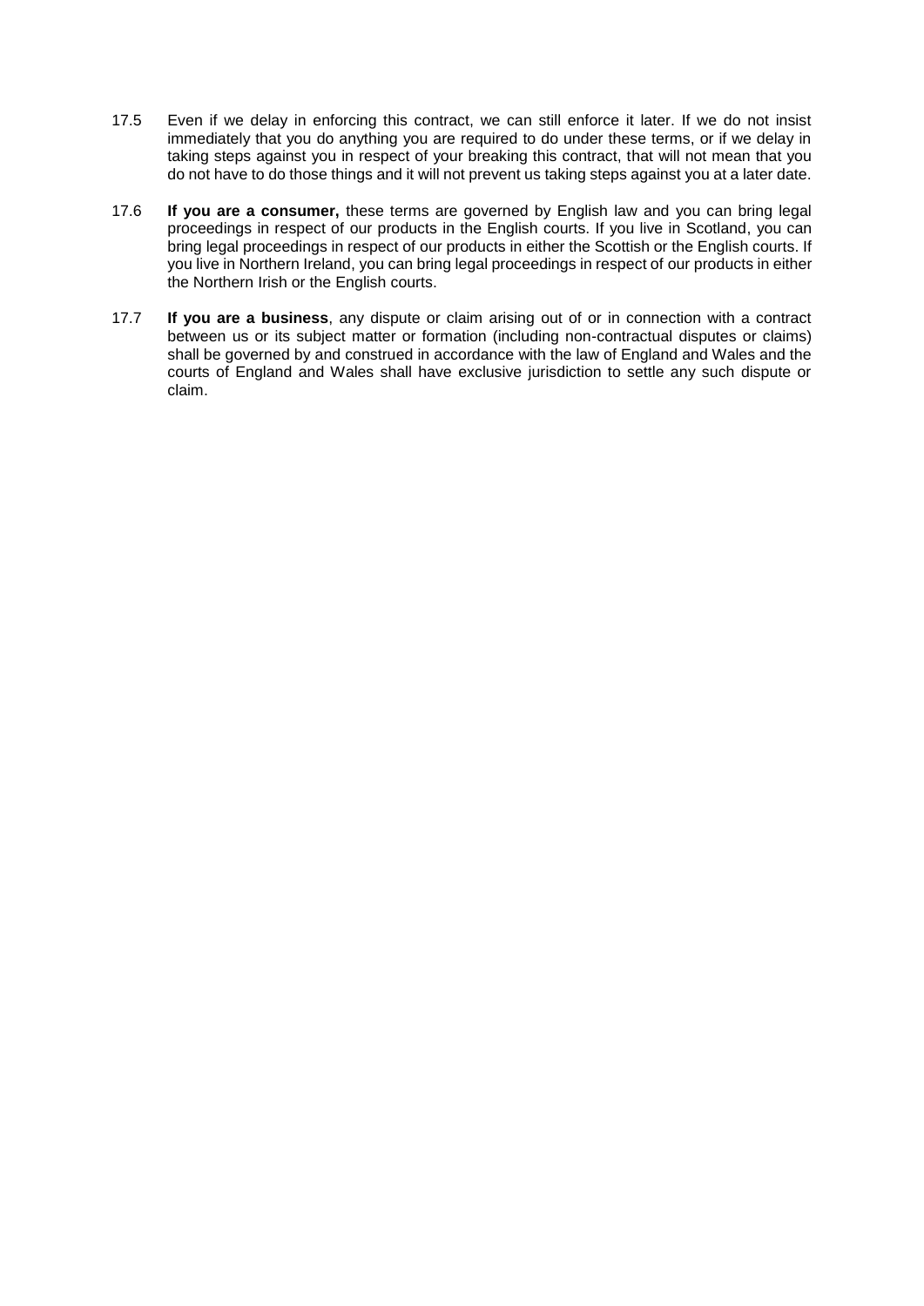17.5 Even if we delay in enforcing this contract, we can still enforce it later. If we do not insist immediately that you do anything you are required to do under these terms, or if we delay in taking steps against you in respect of your breaking this contract, that will not mean that you do not have to do those things and it will not prevent us taking steps against you at a later date.

17.6 **If you are a consumer,** these terms are governed by English law and you can bring legal proceedings in respect of our products in the English courts. If you live in Scotland, you can bring legal proceedings in respect of our products in either the Scottish or the English courts. If you live in Northern Ireland, you can bring legal proceedings in respect of our products in either the Northern Irish or the English courts.

17.7 **If you are a business**, any dispute or claim arising out of or in connection with a contract between us or its subject matter or formation (including non-contractual disputes or claims) shall be governed by and construed in accordance with the law of England and Wales and the courts of England and Wales shall have exclusive jurisdiction to settle any such dispute or claim.